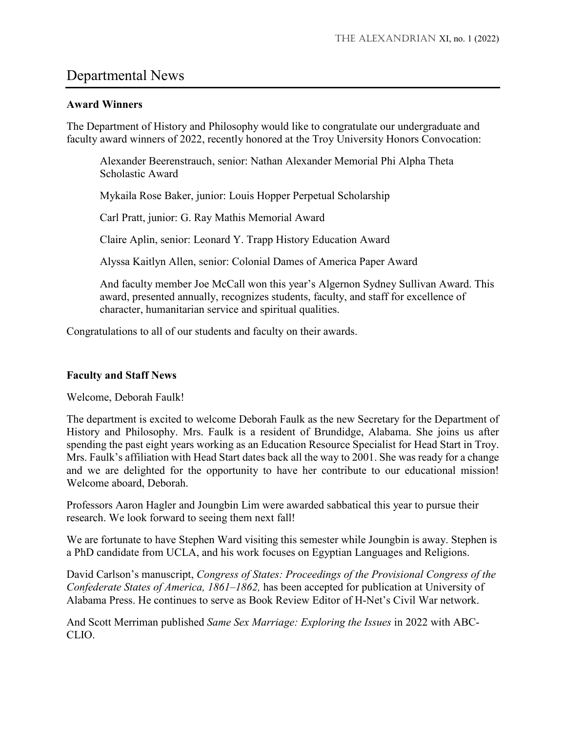# Departmental News

### Award Winners

The Department of History and Philosophy would like to congratulate our undergraduate and faculty award winners of 2022, recently honored at the Troy University Honors Convocation:

> Alexander Beerenstrauch, senior: Nathan Alexander Memorial Phi Alpha Theta Scholastic Award
>
> Mykaila Rose Baker, junior: Louis Hopper Perpetual Scholarship
>
> Carl Pratt, junior: G. Ray Mathis Memorial Award
>
> Claire Aplin, senior: Leonard Y. Trapp History Education Award
>
> Alyssa Kaitlyn Allen, senior: Colonial Dames of America Paper Award
>
> And faculty member Joe McCall won this year's Algernon Sydney Sullivan Award. This award, presented annually, recognizes students, faculty, and staff for excellence of character, humanitarian service and spiritual qualities.

Congratulations to all of our students and faculty on their awards.

### Faculty and Staff News

Welcome, Deborah Faulk!

The department is excited to welcome Deborah Faulk as the new Secretary for the Department of History and Philosophy. Mrs. Faulk is a resident of Brundidge, Alabama. She joins us after spending the past eight years working as an Education Resource Specialist for Head Start in Troy. Mrs. Faulk's affiliation with Head Start dates back all the way to 2001. She was ready for a change and we are delighted for the opportunity to have her contribute to our educational mission! Welcome aboard, Deborah.

Professors Aaron Hagler and Joungbin Lim were awarded sabbatical this year to pursue their research. We look forward to seeing them next fall!

We are fortunate to have Stephen Ward visiting this semester while Joungbin is away. Stephen is a PhD candidate from UCLA, and his work focuses on Egyptian Languages and Religions.

David Carlson's manuscript, *Congress of States: Proceedings of the Provisional Congress of the Confederate States of America, 1861–1862,* has been accepted for publication at University of Alabama Press. He continues to serve as Book Review Editor of H-Net's Civil War network.

And Scott Merriman published *Same Sex Marriage: Exploring the Issues* in 2022 with ABC-CLIO.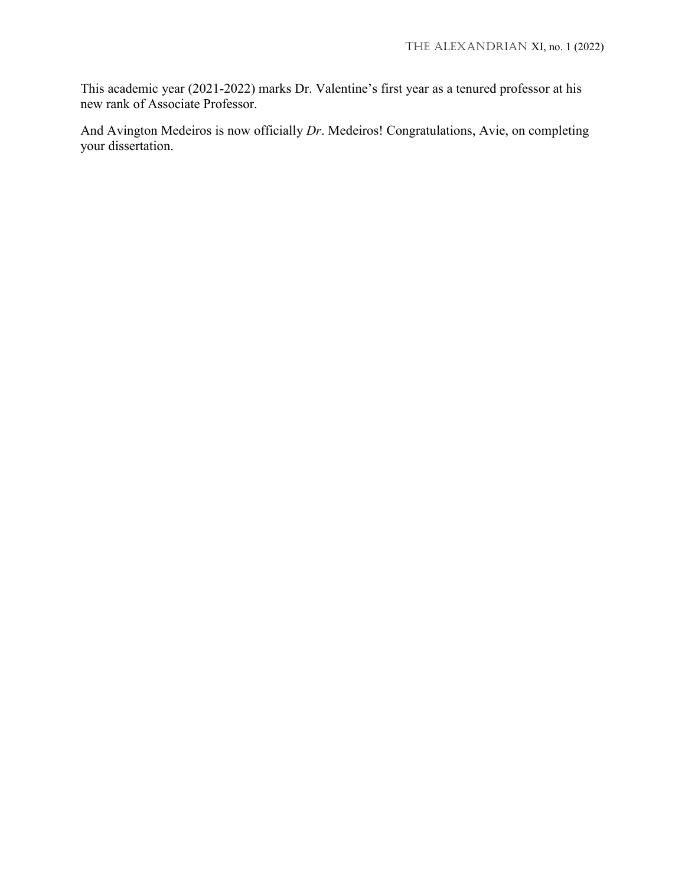This academic year (2021-2022) marks Dr. Valentine's first year as a tenured professor at his new rank of Associate Professor.

And Avington Medeiros is now officially *Dr*. Medeiros! Congratulations, Avie, on completing your dissertation.